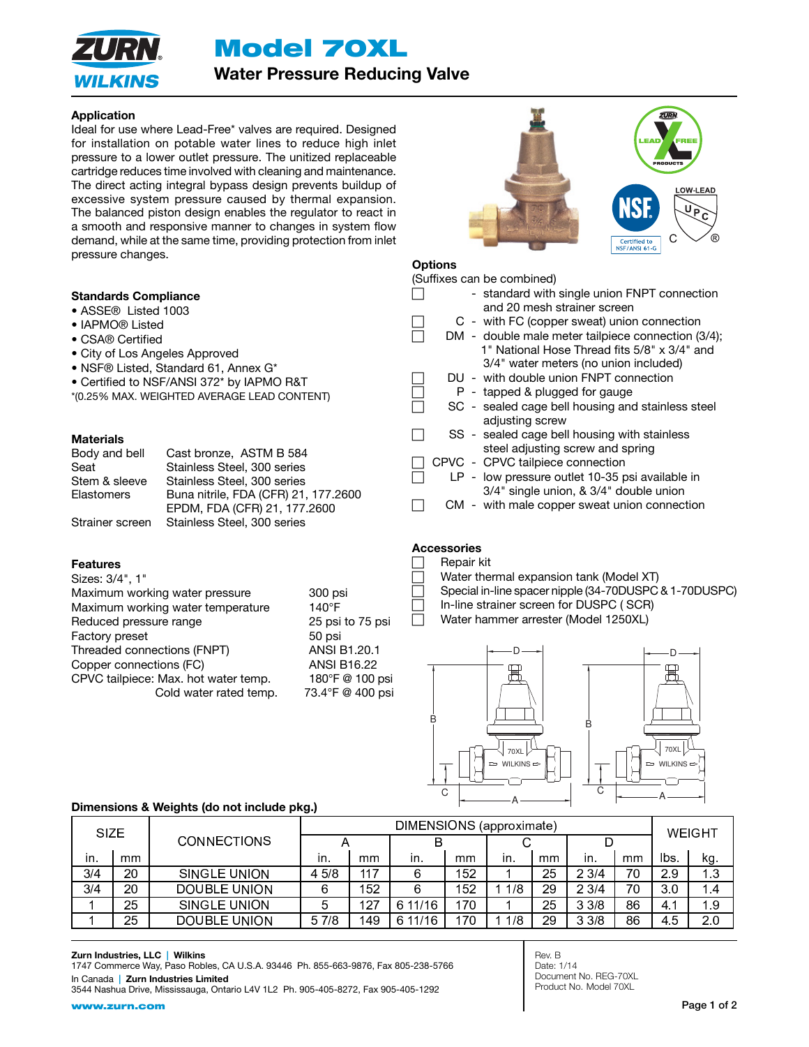# Model 70XL

## Water Pressure Reducing Valve

### Application

Ideal for use where Lead-Free* valves are required. Designed for installation on potable water lines to reduce high inlet pressure to a lower outlet pressure. The unitized replaceable cartridge reduces time involved with cleaning and maintenance. The direct acting integral bypass design prevents buildup of excessive system pressure caused by thermal expansion. The balanced piston design enables the regulator to react in a smooth and responsive manner to changes in system flow demand, while at the same time, providing protection from inlet pressure changes.

### Standards Compliance

- ASSE® Listed 1003
- IAPMO® Listed
- CSA® Certified
- City of Los Angeles Approved
- NSF® Listed, Standard 61, Annex G*
- Certified to NSF/ANSI 372* by IAPMO R&T

*(0.25% MAX. WEIGHTED AVERAGE LEAD CONTENT)

### Materials

| | |
|---|---|
| Body and bell | Cast bronze, ASTM B 584 |
| Seat | Stainless Steel, 300 series |
| Stem & sleeve | Stainless Steel, 300 series |
| Elastomers | Buna nitrile, FDA (CFR) 21, 177.2600 |
| | EPDM, FDA (CFR) 21, 177.2600 |
| Strainer screen | Stainless Steel, 300 series |

### Features

Sizes: 3/4", 1"

| | |
|---|---|
| Maximum working water pressure | 300 psi |
| Maximum working water temperature | 140°F |
| Reduced pressure range | 25 psi to 75 psi |
| Factory preset | 50 psi |
| Threaded connections (FNPT) | ANSI B1.20.1 |
| Copper connections (FC) | ANSI B16.22 |
| CPVC tailpiece: Max. hot water temp. | 180°F @ 100 psi |
| Cold water rated temp. | 73.4°F @ 400 psi |

### Options

(Suffixes can be combined)

- ☐ - standard with single union FNPT connection and 20 mesh strainer screen
- ☐ C - with FC (copper sweat) union connection
- ☐ DM - double male meter tailpiece connection (3/4); 1" National Hose Thread fits 5/8" x 3/4" and 3/4" water meters (no union included)
- ☐ DU - with double union FNPT connection
- ☐ P - tapped & plugged for gauge
- ☐ SC - sealed cage bell housing and stainless steel adjusting screw
- ☐ SS - sealed cage bell housing with stainless steel adjusting screw and spring
- ☐ CPVC - CPVC tailpiece connection
- ☐ LP - low pressure outlet 10-35 psi available in 3/4" single union, & 3/4" double union
- ☐ CM - with male copper sweat union connection

### Accessories

- ☐ Repair kit
- ☐ Water thermal expansion tank (Model XT)
- ☐ Special in-line spacer nipple (34-70DUSPC & 1-70DUSPC)
- ☐ In-line strainer screen for DUSPC ( SCR)
- ☐ Water hammer arrester (Model 1250XL)

### Dimensions & Weights (do not include pkg.)

| SIZE | | CONNECTIONS | DIMENSIONS (approximate) | | | | | | | | WEIGHT | |
|---|---|---|---|---|---|---|---|---|---|---|---|---|
| | | | A | | B | | C | | D | | | |
| in. | mm | | in. | mm | in. | mm | in. | mm | in. | mm | lbs. | kg. |
| 3/4 | 20 | SINGLE UNION | 4 5/8 | 117 | 6 | 152 | 1 | 25 | 2 3/4 | 70 | 2.9 | 1.3 |
| 3/4 | 20 | DOUBLE UNION | 6 | 152 | 6 | 152 | 1 1/8 | 29 | 2 3/4 | 70 | 3.0 | 1.4 |
| 1 | 25 | SINGLE UNION | 5 | 127 | 6 11/16 | 170 | 1 | 25 | 3 3/8 | 86 | 4.1 | 1.9 |
| 1 | 25 | DOUBLE UNION | 5 7/8 | 149 | 6 11/16 | 170 | 1 1/8 | 29 | 3 3/8 | 86 | 4.5 | 2.0 |

**Zurn Industries, LLC | Wilkins**
1747 Commerce Way, Paso Robles, CA U.S.A. 93446 Ph. 855-663-9876, Fax 805-238-5766
In Canada | **Zurn Industries Limited**
3544 Nashua Drive, Mississauga, Ontario L4V 1L2 Ph. 905-405-8272, Fax 905-405-1292
www.zurn.com

Rev. B
Date: 1/14
Document No. REG-70XL
Product No. Model 70XL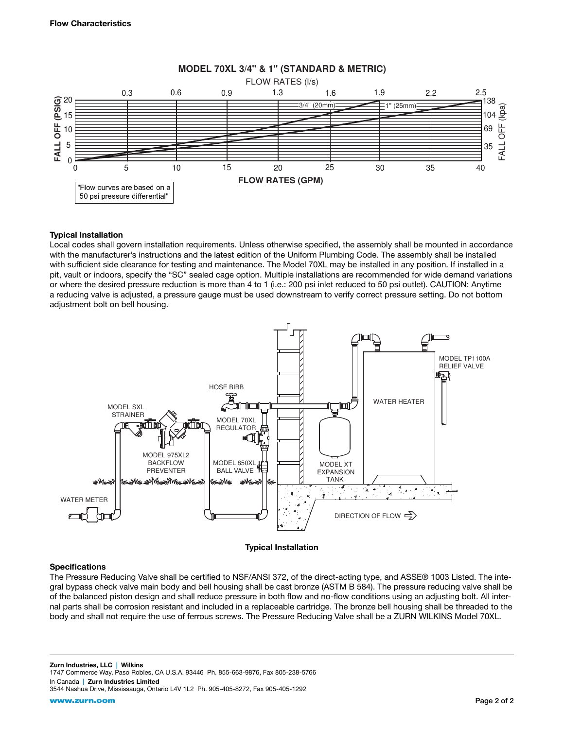**Flow Characteristics**

**MODEL 70XL 3/4" & 1" (STANDARD & METRIC)**

FLOW RATES (l/s)

0.3 0.6 0.9 1.3 1.6 1.9 2.2 2.5

FALL OFF (PSIG)

20 15 10 5 0

3/4" (20mm)

1" (25mm)

138 104 69 35

FALL OFF (kpa)

0 5 10 15 20 25 30 35 40

**FLOW RATES (GPM)**

"Flow curves are based on a 50 psi pressure differential"

**Typical Installation**

Local codes shall govern installation requirements. Unless otherwise specified, the assembly shall be mounted in accordance with the manufacturer's instructions and the latest edition of the Uniform Plumbing Code. The assembly shall be installed with sufficient side clearance for testing and maintenance. The Model 70XL may be installed in any position. If installed in a pit, vault or indoors, specify the "SC" sealed cage option. Multiple installations are recommended for wide demand variations or where the desired pressure reduction is more than 4 to 1 (i.e.: 200 psi inlet reduced to 50 psi outlet). CAUTION: Anytime a reducing valve is adjusted, a pressure gauge must be used downstream to verify correct pressure setting. Do not bottom adjustment bolt on bell housing.

MODEL TP1100A RELIEF VALVE

HOSE BIBB

WATER HEATER

MODEL SXL STRAINER

MODEL 70XL REGULATOR

MODEL 975XL2 BACKFLOW PREVENTER

MODEL 850XL BALL VALVE

MODEL XT EXPANSION TANK

WATER METER

DIRECTION OF FLOW

**Typical Installation**

**Specifications**

The Pressure Reducing Valve shall be certified to NSF/ANSI 372, of the direct-acting type, and ASSE® 1003 Listed. The integral bypass check valve main body and bell housing shall be cast bronze (ASTM B 584). The pressure reducing valve shall be of the balanced piston design and shall reduce pressure in both flow and no-flow conditions using an adjusting bolt. All internal parts shall be corrosion resistant and included in a replaceable cartridge. The bronze bell housing shall be threaded to the body and shall not require the use of ferrous screws. The Pressure Reducing Valve shall be a ZURN WILKINS Model 70XL.

**Zurn Industries, LLC | Wilkins**
1747 Commerce Way, Paso Robles, CA U.S.A. 93446 Ph. 855-663-9876, Fax 805-238-5766

In Canada | **Zurn Industries Limited**
3544 Nashua Drive, Mississauga, Ontario L4V 1L2 Ph. 905-405-8272, Fax 905-405-1292

**www.zurn.com**